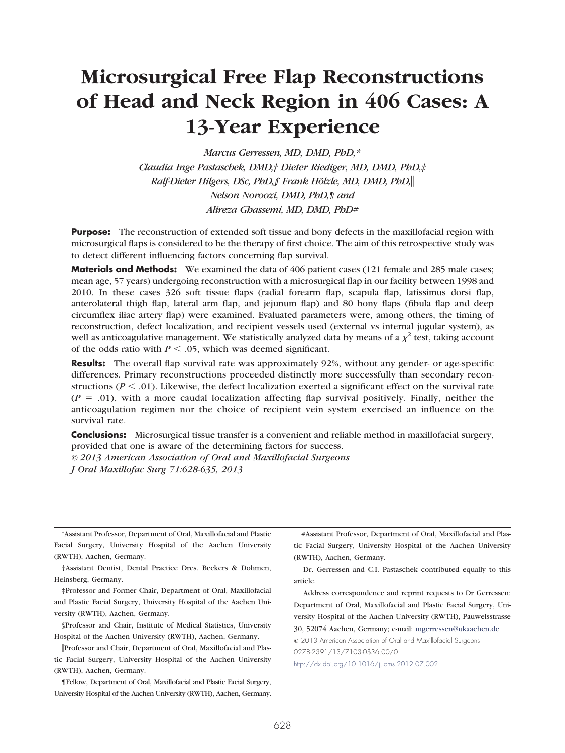# Microsurgical Free Flap Reconstructions of Head and Neck Region in 406 Cases: A 13-Year Experience

*Marcus Gerressen, MD, DMD, PhD,\**
*Claudia Inge Pastaschek, DMD,† Dieter Riediger, MD, DMD, PhD,‡*
*Ralf-Dieter Hilgers, DSc, PhD,§ Frank Hölzle, MD, DMD, PhD,‖*
*Nelson Noroozi, DMD, PhD,¶ and*
*Alireza Ghassemi, MD, DMD, PhD#*

**Purpose:** The reconstruction of extended soft tissue and bony defects in the maxillofacial region with microsurgical flaps is considered to be the therapy of first choice. The aim of this retrospective study was to detect different influencing factors concerning flap survival.

**Materials and Methods:** We examined the data of 406 patient cases (121 female and 285 male cases; mean age, 57 years) undergoing reconstruction with a microsurgical flap in our facility between 1998 and 2010. In these cases 326 soft tissue flaps (radial forearm flap, scapula flap, latissimus dorsi flap, anterolateral thigh flap, lateral arm flap, and jejunum flap) and 80 bony flaps (fibula flap and deep circumflex iliac artery flap) were examined. Evaluated parameters were, among others, the timing of reconstruction, defect localization, and recipient vessels used (external vs internal jugular system), as well as anticoagulative management. We statistically analyzed data by means of a $\chi^2$ test, taking account of the odds ratio with $P < .05$, which was deemed significant.

**Results:** The overall flap survival rate was approximately 92%, without any gender- or age-specific differences. Primary reconstructions proceeded distinctly more successfully than secondary reconstructions ($P < .01$). Likewise, the defect localization exerted a significant effect on the survival rate ($P = .01$), with a more caudal localization affecting flap survival positively. Finally, neither the anticoagulation regimen nor the choice of recipient vein system exercised an influence on the survival rate.

**Conclusions:** Microsurgical tissue transfer is a convenient and reliable method in maxillofacial surgery, provided that one is aware of the determining factors for success.

*© 2013 American Association of Oral and Maxillofacial Surgeons*
*J Oral Maxillofac Surg 71:628-635, 2013*

---

\*Assistant Professor, Department of Oral, Maxillofacial and Plastic Facial Surgery, University Hospital of the Aachen University (RWTH), Aachen, Germany.

†Assistant Dentist, Dental Practice Dres. Beckers & Dohmen, Heinsberg, Germany.

‡Professor and Former Chair, Department of Oral, Maxillofacial and Plastic Facial Surgery, University Hospital of the Aachen University (RWTH), Aachen, Germany.

§Professor and Chair, Institute of Medical Statistics, University Hospital of the Aachen University (RWTH), Aachen, Germany.

‖Professor and Chair, Department of Oral, Maxillofacial and Plastic Facial Surgery, University Hospital of the Aachen University (RWTH), Aachen, Germany.

¶Fellow, Department of Oral, Maxillofacial and Plastic Facial Surgery, University Hospital of the Aachen University (RWTH), Aachen, Germany.

#Assistant Professor, Department of Oral, Maxillofacial and Plastic Facial Surgery, University Hospital of the Aachen University (RWTH), Aachen, Germany.

Dr. Gerressen and C.I. Pastaschek contributed equally to this article.

Address correspondence and reprint requests to Dr Gerressen: Department of Oral, Maxillofacial and Plastic Facial Surgery, University Hospital of the Aachen University (RWTH), Pauwelsstrasse 30, 52074 Aachen, Germany; e-mail: mgerressen@ukaachen.de

© 2013 American Association of Oral and Maxillofacial Surgeons
0278-2391/13/7103-0$36.00/0
http://dx.doi.org/10.1016/j.joms.2012.07.002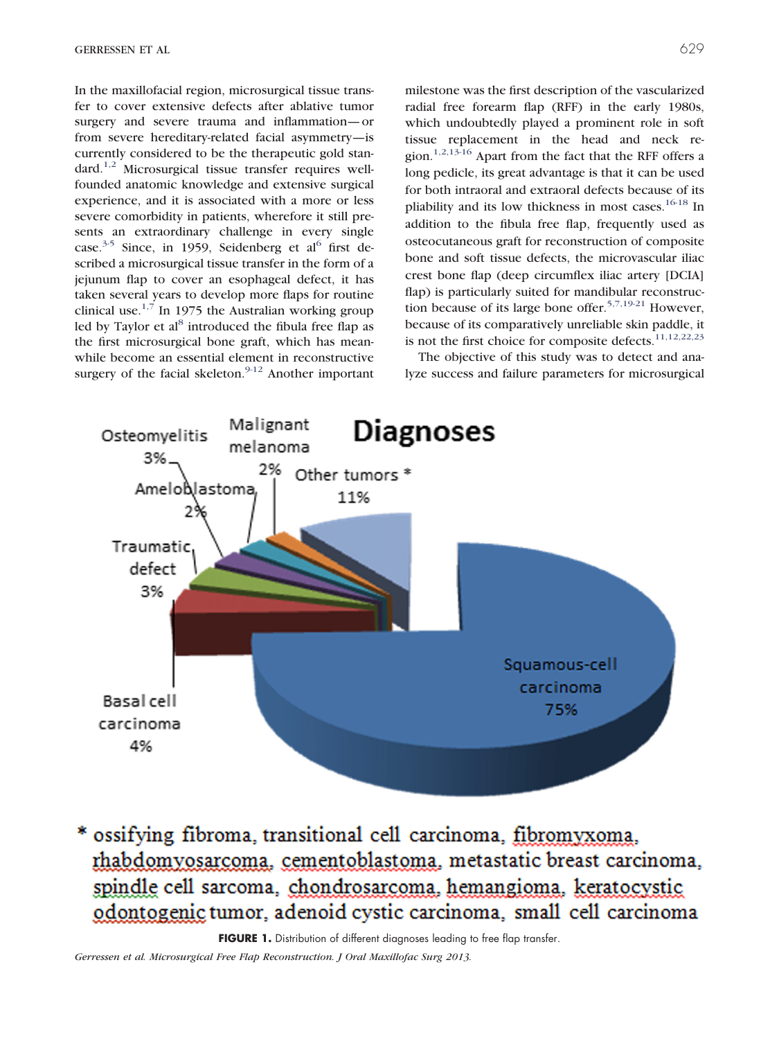In the maxillofacial region, microsurgical tissue transfer to cover extensive defects after ablative tumor surgery and severe trauma and inflammation—or from severe hereditary-related facial asymmetry—is currently considered to be the therapeutic gold standard.[1,2] Microsurgical tissue transfer requires well-founded anatomic knowledge and extensive surgical experience, and it is associated with a more or less severe comorbidity in patients, wherefore it still presents an extraordinary challenge in every single case.[3-5] Since, in 1959, Seidenberg et al[6] first described a microsurgical tissue transfer in the form of a jejunum flap to cover an esophageal defect, it has taken several years to develop more flaps for routine clinical use.[1,7] In 1975 the Australian working group led by Taylor et al[8] introduced the fibula free flap as the first microsurgical bone graft, which has meanwhile become an essential element in reconstructive surgery of the facial skeleton.[9-12] Another important milestone was the first description of the vascularized radial free forearm flap (RFF) in the early 1980s, which undoubtedly played a prominent role in soft tissue replacement in the head and neck region.[1,2,13-16] Apart from the fact that the RFF offers a long pedicle, its great advantage is that it can be used for both intraoral and extraoral defects because of its pliability and its low thickness in most cases.[16-18] In addition to the fibula free flap, frequently used as osteocutaneous graft for reconstruction of composite bone and soft tissue defects, the microvascular iliac crest bone flap (deep circumflex iliac artery [DCIA] flap) is particularly suited for mandibular reconstruction because of its large bone offer.[5,7,19-21] However, because of its comparatively unreliable skin paddle, it is not the first choice for composite defects.[11,12,22,23]

The objective of this study was to detect and analyze success and failure parameters for microsurgical

**Diagnoses**

| Diagnosis | % |
|---|---|
| Squamous-cell carcinoma | 75% |
| Basal cell carcinoma | 4% |
| Traumatic defect | 3% |
| Osteomyelitis | 3% |
| Ameloblastoma | 2% |
| Malignant melanoma | 2% |
| Other tumors * | 11% |

\* ossifying fibroma, transitional cell carcinoma, fibromyxoma, rhabdomyosarcoma, cementoblastoma, metastatic breast carcinoma, spindle cell sarcoma, chondrosarcoma, hemangioma, keratocystic odontogenic tumor, adenoid cystic carcinoma, small cell carcinoma

**FIGURE 1.** Distribution of different diagnoses leading to free flap transfer.

*Gerressen et al. Microsurgical Free Flap Reconstruction. J Oral Maxillofac Surg 2013.*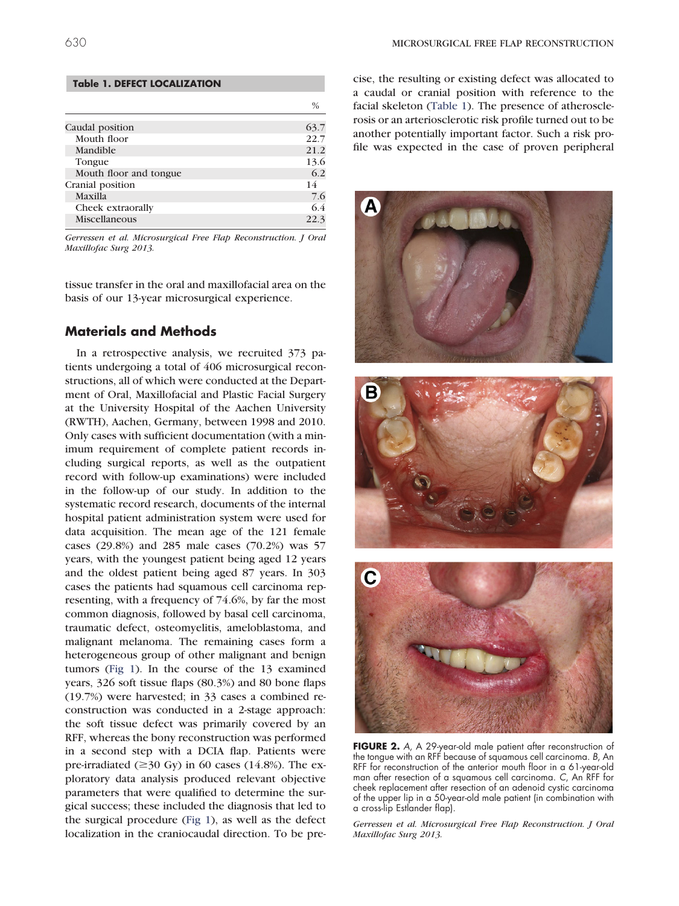**Table 1. DEFECT LOCALIZATION**

| | % |
|---|---|
| Caudal position | 63.7 |
| Mouth floor | 22.7 |
| Mandible | 21.2 |
| Tongue | 13.6 |
| Mouth floor and tongue | 6.2 |
| Cranial position | 14 |
| Maxilla | 7.6 |
| Cheek extraorally | 6.4 |
| Miscellaneous | 22.3 |

*Gerressen et al. Microsurgical Free Flap Reconstruction. J Oral Maxillofac Surg 2013.*

tissue transfer in the oral and maxillofacial area on the basis of our 13-year microsurgical experience.

## Materials and Methods

In a retrospective analysis, we recruited 373 patients undergoing a total of 406 microsurgical reconstructions, all of which were conducted at the Department of Oral, Maxillofacial and Plastic Facial Surgery at the University Hospital of the Aachen University (RWTH), Aachen, Germany, between 1998 and 2010. Only cases with sufficient documentation (with a minimum requirement of complete patient records including surgical reports, as well as the outpatient record with follow-up examinations) were included in the follow-up of our study. In addition to the systematic record research, documents of the internal hospital patient administration system were used for data acquisition. The mean age of the 121 female cases (29.8%) and 285 male cases (70.2%) was 57 years, with the youngest patient being aged 12 years and the oldest patient being aged 87 years. In 303 cases the patients had squamous cell carcinoma representing, with a frequency of 74.6%, by far the most common diagnosis, followed by basal cell carcinoma, traumatic defect, osteomyelitis, ameloblastoma, and malignant melanoma. The remaining cases form a heterogeneous group of other malignant and benign tumors (Fig 1). In the course of the 13 examined years, 326 soft tissue flaps (80.3%) and 80 bone flaps (19.7%) were harvested; in 33 cases a combined reconstruction was conducted in a 2-stage approach: the soft tissue defect was primarily covered by an RFF, whereas the bony reconstruction was performed in a second step with a DCIA flap. Patients were pre-irradiated (≥30 Gy) in 60 cases (14.8%). The exploratory data analysis produced relevant objective parameters that were qualified to determine the surgical success; these included the diagnosis that led to the surgical procedure (Fig 1), as well as the defect localization in the craniocaudal direction. To be precise, the resulting or existing defect was allocated to a caudal or cranial position with reference to the facial skeleton (Table 1). The presence of atherosclerosis or an arteriosclerotic risk profile turned out to be another potentially important factor. Such a risk profile was expected in the case of proven peripheral

**FIGURE 2.** *A*, A 29-year-old male patient after reconstruction of the tongue with an RFF because of squamous cell carcinoma. *B*, An RFF for reconstruction of the anterior mouth floor in a 61-year-old man after resection of a squamous cell carcinoma. *C*, An RFF for cheek replacement after resection of an adenoid cystic carcinoma of the upper lip in a 50-year-old male patient (in combination with a cross-lip Estlander flap).

*Gerressen et al. Microsurgical Free Flap Reconstruction. J Oral Maxillofac Surg 2013.*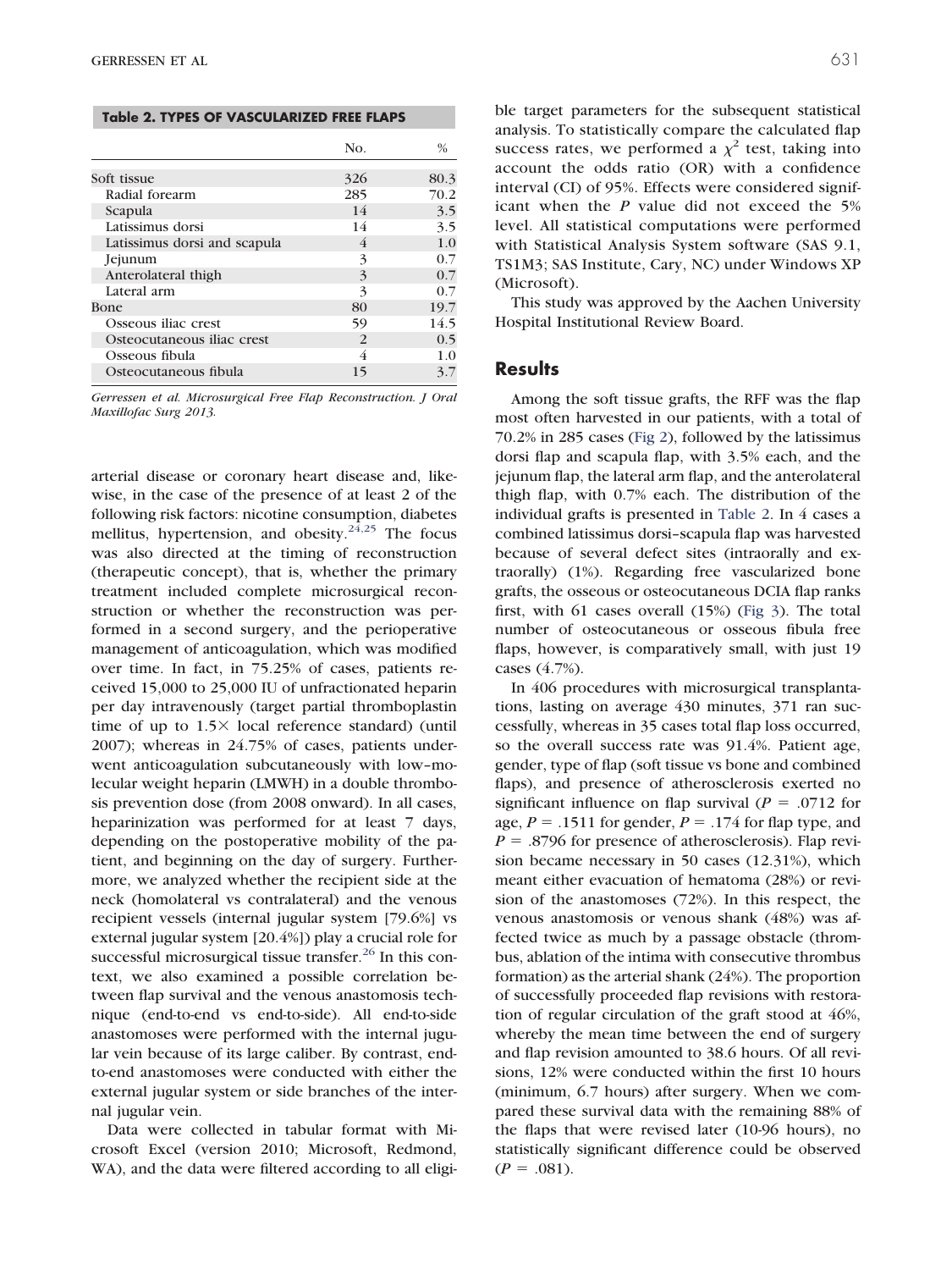**Table 2. TYPES OF VASCULARIZED FREE FLAPS**

| | No. | % |
|---|---|---|
| Soft tissue | 326 | 80.3 |
| Radial forearm | 285 | 70.2 |
| Scapula | 14 | 3.5 |
| Latissimus dorsi | 14 | 3.5 |
| Latissimus dorsi and scapula | 4 | 1.0 |
| Jejunum | 3 | 0.7 |
| Anterolateral thigh | 3 | 0.7 |
| Lateral arm | 3 | 0.7 |
| Bone | 80 | 19.7 |
| Osseous iliac crest | 59 | 14.5 |
| Osteocutaneous iliac crest | 2 | 0.5 |
| Osseous fibula | 4 | 1.0 |
| Osteocutaneous fibula | 15 | 3.7 |

*Gerressen et al. Microsurgical Free Flap Reconstruction. J Oral Maxillofac Surg 2013.*

arterial disease or coronary heart disease and, likewise, in the case of the presence of at least 2 of the following risk factors: nicotine consumption, diabetes mellitus, hypertension, and obesity.[24,25] The focus was also directed at the timing of reconstruction (therapeutic concept), that is, whether the primary treatment included complete microsurgical reconstruction or whether the reconstruction was performed in a second surgery, and the perioperative management of anticoagulation, which was modified over time. In fact, in 75.25% of cases, patients received 15,000 to 25,000 IU of unfractionated heparin per day intravenously (target partial thromboplastin time of up to 1.5× local reference standard) (until 2007); whereas in 24.75% of cases, patients underwent anticoagulation subcutaneously with low–molecular weight heparin (LMWH) in a double thrombosis prevention dose (from 2008 onward). In all cases, heparinization was performed for at least 7 days, depending on the postoperative mobility of the patient, and beginning on the day of surgery. Furthermore, we analyzed whether the recipient side at the neck (homolateral vs contralateral) and the venous recipient vessels (internal jugular system [79.6%] vs external jugular system [20.4%]) play a crucial role for successful microsurgical tissue transfer.[26] In this context, we also examined a possible correlation between flap survival and the venous anastomosis technique (end-to-end vs end-to-side). All end-to-side anastomoses were performed with the internal jugular vein because of its large caliber. By contrast, end-to-end anastomoses were conducted with either the external jugular system or side branches of the internal jugular vein.

Data were collected in tabular format with Microsoft Excel (version 2010; Microsoft, Redmond, WA), and the data were filtered according to all eligible target parameters for the subsequent statistical analysis. To statistically compare the calculated flap success rates, we performed a $\chi^2$ test, taking into account the odds ratio (OR) with a confidence interval (CI) of 95%. Effects were considered significant when the $P$ value did not exceed the 5% level. All statistical computations were performed with Statistical Analysis System software (SAS 9.1, TS1M3; SAS Institute, Cary, NC) under Windows XP (Microsoft).

This study was approved by the Aachen University Hospital Institutional Review Board.

## Results

Among the soft tissue grafts, the RFF was the flap most often harvested in our patients, with a total of 70.2% in 285 cases (Fig 2), followed by the latissimus dorsi flap and scapula flap, with 3.5% each, and the jejunum flap, the lateral arm flap, and the anterolateral thigh flap, with 0.7% each. The distribution of the individual grafts is presented in Table 2. In 4 cases a combined latissimus dorsi–scapula flap was harvested because of several defect sites (intraorally and extraorally) (1%). Regarding free vascularized bone grafts, the osseous or osteocutaneous DCIA flap ranks first, with 61 cases overall (15%) (Fig 3). The total number of osteocutaneous or osseous fibula free flaps, however, is comparatively small, with just 19 cases (4.7%).

In 406 procedures with microsurgical transplantations, lasting on average 430 minutes, 371 ran successfully, whereas in 35 cases total flap loss occurred, so the overall success rate was 91.4%. Patient age, gender, type of flap (soft tissue vs bone and combined flaps), and presence of atherosclerosis exerted no significant influence on flap survival ($P = .0712$ for age, $P = .1511$ for gender, $P = .174$ for flap type, and $P = .8796$ for presence of atherosclerosis). Flap revision became necessary in 50 cases (12.31%), which meant either evacuation of hematoma (28%) or revision of the anastomoses (72%). In this respect, the venous anastomosis or venous shank (48%) was affected twice as much by a passage obstacle (thrombus, ablation of the intima with consecutive thrombus formation) as the arterial shank (24%). The proportion of successfully proceeded flap revisions with restoration of regular circulation of the graft stood at 46%, whereby the mean time between the end of surgery and flap revision amounted to 38.6 hours. Of all revisions, 12% were conducted within the first 10 hours (minimum, 6.7 hours) after surgery. When we compared these survival data with the remaining 88% of the flaps that were revised later (10-96 hours), no statistically significant difference could be observed ($P = .081$).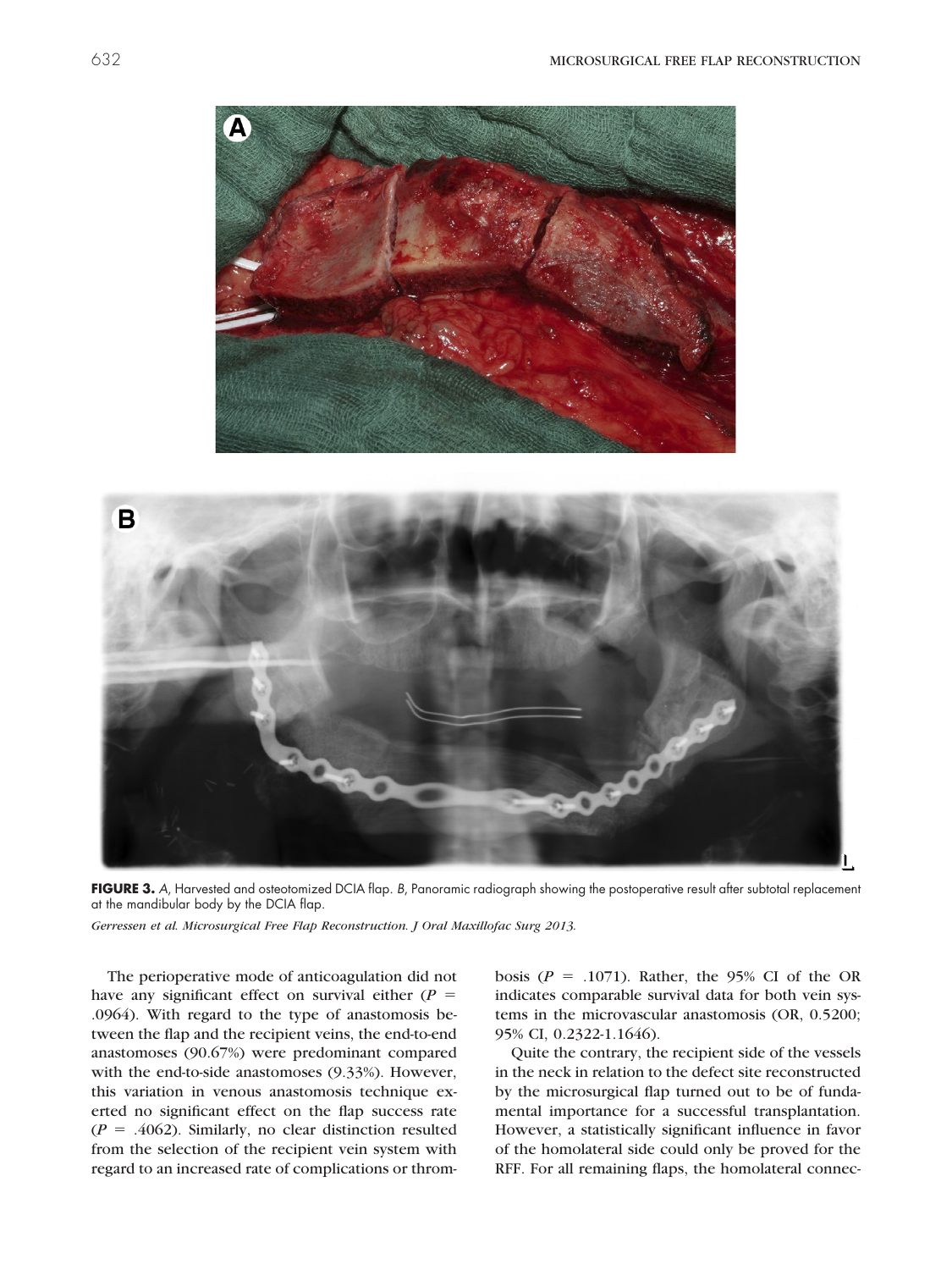**FIGURE 3.** *A*, Harvested and osteotomized DCIA flap. *B*, Panoramic radiograph showing the postoperative result after subtotal replacement at the mandibular body by the DCIA flap.

*Gerressen et al. Microsurgical Free Flap Reconstruction. J Oral Maxillofac Surg 2013.*

The perioperative mode of anticoagulation did not have any significant effect on survival either ($P$ = .0964). With regard to the type of anastomosis between the flap and the recipient veins, the end-to-end anastomoses (90.67%) were predominant compared with the end-to-side anastomoses (9.33%). However, this variation in venous anastomosis technique exerted no significant effect on the flap success rate ($P$ = .4062). Similarly, no clear distinction resulted from the selection of the recipient vein system with regard to an increased rate of complications or thrombosis ($P$ = .1071). Rather, the 95% CI of the OR indicates comparable survival data for both vein systems in the microvascular anastomosis (OR, 0.5200; 95% CI, 0.2322-1.1646).

Quite the contrary, the recipient side of the vessels in the neck in relation to the defect site reconstructed by the microsurgical flap turned out to be of fundamental importance for a successful transplantation. However, a statistically significant influence in favor of the homolateral side could only be proved for the RFF. For all remaining flaps, the homolateral connec-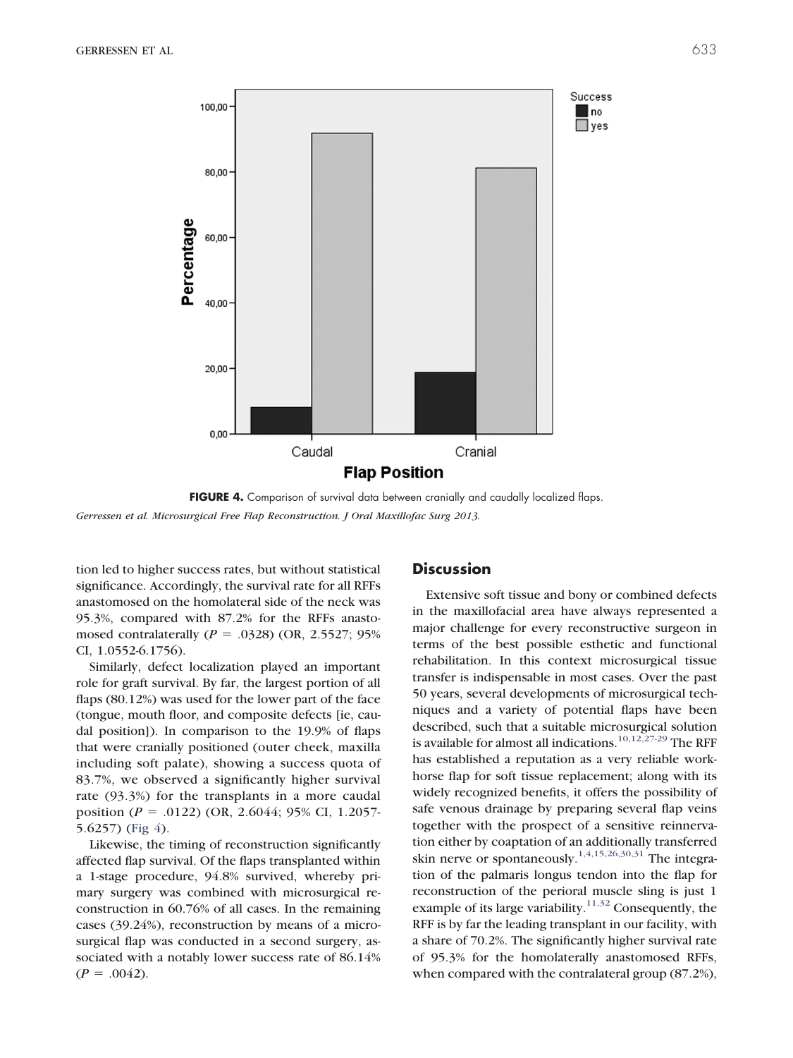**FIGURE 4.** Comparison of survival data between cranially and caudally localized flaps.

*Gerressen et al. Microsurgical Free Flap Reconstruction. J Oral Maxillofac Surg 2013.*

tion led to higher success rates, but without statistical significance. Accordingly, the survival rate for all RFFs anastomosed on the homolateral side of the neck was 95.3%, compared with 87.2% for the RFFs anastomosed contralaterally ($P$ = .0328) (OR, 2.5527; 95% CI, 1.0552-6.1756).

Similarly, defect localization played an important role for graft survival. By far, the largest portion of all flaps (80.12%) was used for the lower part of the face (tongue, mouth floor, and composite defects [ie, caudal position]). In comparison to the 19.9% of flaps that were cranially positioned (outer cheek, maxilla including soft palate), showing a success quota of 83.7%, we observed a significantly higher survival rate (93.3%) for the transplants in a more caudal position ($P$ = .0122) (OR, 2.6044; 95% CI, 1.2057-5.6257) (Fig 4).

Likewise, the timing of reconstruction significantly affected flap survival. Of the flaps transplanted within a 1-stage procedure, 94.8% survived, whereby primary surgery was combined with microsurgical reconstruction in 60.76% of all cases. In the remaining cases (39.24%), reconstruction by means of a microsurgical flap was conducted in a second surgery, associated with a notably lower success rate of 86.14% ($P$ = .0042).

## Discussion

Extensive soft tissue and bony or combined defects in the maxillofacial area have always represented a major challenge for every reconstructive surgeon in terms of the best possible esthetic and functional rehabilitation. In this context microsurgical tissue transfer is indispensable in most cases. Over the past 50 years, several developments of microsurgical techniques and a variety of potential flaps have been described, such that a suitable microsurgical solution is available for almost all indications.[10,12,27-29] The RFF has established a reputation as a very reliable workhorse flap for soft tissue replacement; along with its widely recognized benefits, it offers the possibility of safe venous drainage by preparing several flap veins together with the prospect of a sensitive reinnervation either by coaptation of an additionally transferred skin nerve or spontaneously.[1,4,15,26,30,31] The integration of the palmaris longus tendon into the flap for reconstruction of the perioral muscle sling is just 1 example of its large variability.[11,32] Consequently, the RFF is by far the leading transplant in our facility, with a share of 70.2%. The significantly higher survival rate of 95.3% for the homolaterally anastomosed RFFs, when compared with the contralateral group (87.2%),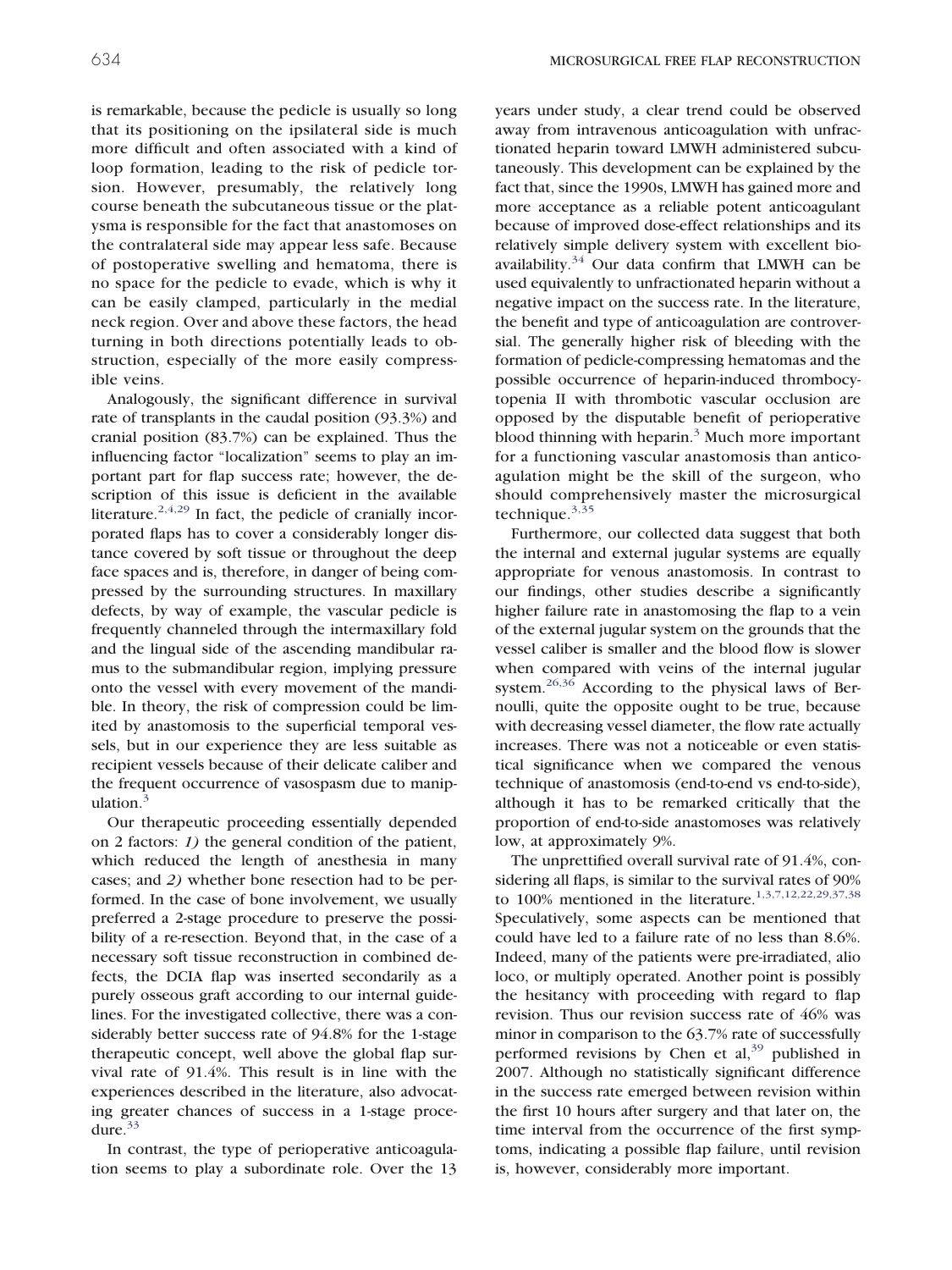is remarkable, because the pedicle is usually so long that its positioning on the ipsilateral side is much more difficult and often associated with a kind of loop formation, leading to the risk of pedicle torsion. However, presumably, the relatively long course beneath the subcutaneous tissue or the platysma is responsible for the fact that anastomoses on the contralateral side may appear less safe. Because of postoperative swelling and hematoma, there is no space for the pedicle to evade, which is why it can be easily clamped, particularly in the medial neck region. Over and above these factors, the head turning in both directions potentially leads to obstruction, especially of the more easily compressible veins.

Analogously, the significant difference in survival rate of transplants in the caudal position (93.3%) and cranial position (83.7%) can be explained. Thus the influencing factor "localization" seems to play an important part for flap success rate; however, the description of this issue is deficient in the available literature.[2,4,29] In fact, the pedicle of cranially incorporated flaps has to cover a considerably longer distance covered by soft tissue or throughout the deep face spaces and is, therefore, in danger of being compressed by the surrounding structures. In maxillary defects, by way of example, the vascular pedicle is frequently channeled through the intermaxillary fold and the lingual side of the ascending mandibular ramus to the submandibular region, implying pressure onto the vessel with every movement of the mandible. In theory, the risk of compression could be limited by anastomosis to the superficial temporal vessels, but in our experience they are less suitable as recipient vessels because of their delicate caliber and the frequent occurrence of vasospasm due to manipulation.[3]

Our therapeutic proceeding essentially depended on 2 factors: *1)* the general condition of the patient, which reduced the length of anesthesia in many cases; and *2)* whether bone resection had to be performed. In the case of bone involvement, we usually preferred a 2-stage procedure to preserve the possibility of a re-resection. Beyond that, in the case of a necessary soft tissue reconstruction in combined defects, the DCIA flap was inserted secondarily as a purely osseous graft according to our internal guidelines. For the investigated collective, there was a considerably better success rate of 94.8% for the 1-stage therapeutic concept, well above the global flap survival rate of 91.4%. This result is in line with the experiences described in the literature, also advocating greater chances of success in a 1-stage procedure.[33]

In contrast, the type of perioperative anticoagulation seems to play a subordinate role. Over the 13 years under study, a clear trend could be observed away from intravenous anticoagulation with unfractionated heparin toward LMWH administered subcutaneously. This development can be explained by the fact that, since the 1990s, LMWH has gained more and more acceptance as a reliable potent anticoagulant because of improved dose-effect relationships and its relatively simple delivery system with excellent bioavailability.[34] Our data confirm that LMWH can be used equivalently to unfractionated heparin without a negative impact on the success rate. In the literature, the benefit and type of anticoagulation are controversial. The generally higher risk of bleeding with the formation of pedicle-compressing hematomas and the possible occurrence of heparin-induced thrombocytopenia II with thrombotic vascular occlusion are opposed by the disputable benefit of perioperative blood thinning with heparin.[3] Much more important for a functioning vascular anastomosis than anticoagulation might be the skill of the surgeon, who should comprehensively master the microsurgical technique.[3,35]

Furthermore, our collected data suggest that both the internal and external jugular systems are equally appropriate for venous anastomosis. In contrast to our findings, other studies describe a significantly higher failure rate in anastomosing the flap to a vein of the external jugular system on the grounds that the vessel caliber is smaller and the blood flow is slower when compared with veins of the internal jugular system.[26,36] According to the physical laws of Bernoulli, quite the opposite ought to be true, because with decreasing vessel diameter, the flow rate actually increases. There was not a noticeable or even statistical significance when we compared the venous technique of anastomosis (end-to-end vs end-to-side), although it has to be remarked critically that the proportion of end-to-side anastomoses was relatively low, at approximately 9%.

The unprettified overall survival rate of 91.4%, considering all flaps, is similar to the survival rates of 90% to 100% mentioned in the literature.[1,3,7,12,22,29,37,38] Speculatively, some aspects can be mentioned that could have led to a failure rate of no less than 8.6%. Indeed, many of the patients were pre-irradiated, alio loco, or multiply operated. Another point is possibly the hesitancy with proceeding with regard to flap revision. Thus our revision success rate of 46% was minor in comparison to the 63.7% rate of successfully performed revisions by Chen et al,[39] published in 2007. Although no statistically significant difference in the success rate emerged between revision within the first 10 hours after surgery and that later on, the time interval from the occurrence of the first symptoms, indicating a possible flap failure, until revision is, however, considerably more important.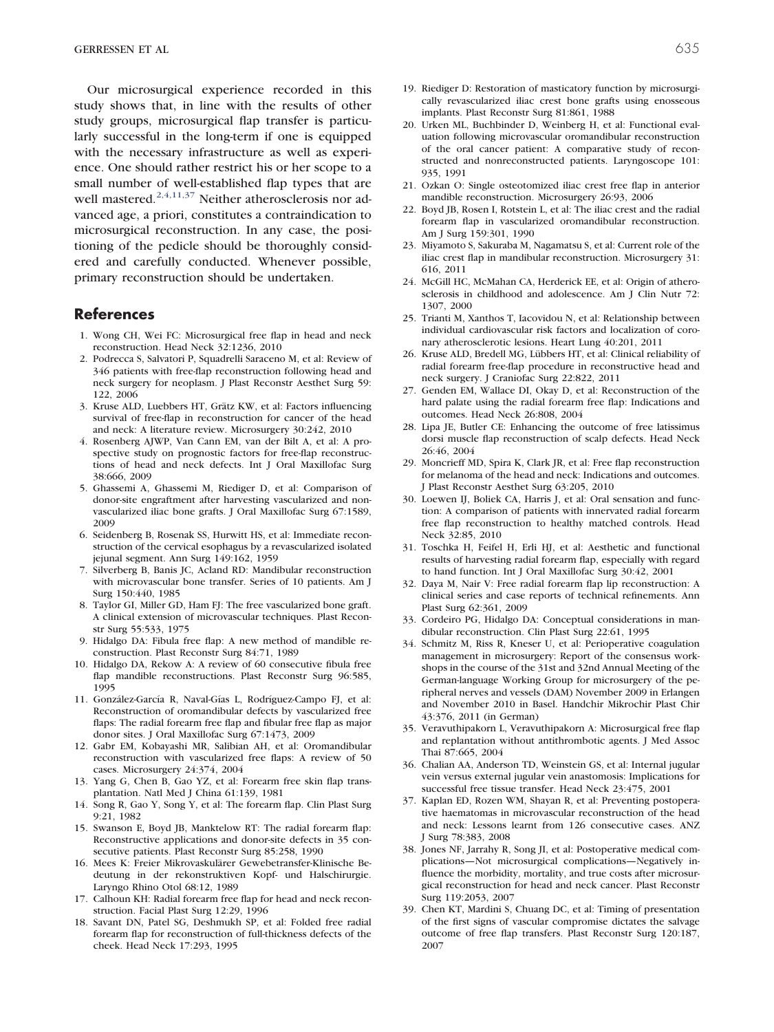Our microsurgical experience recorded in this study shows that, in line with the results of other study groups, microsurgical flap transfer is particularly successful in the long-term if one is equipped with the necessary infrastructure as well as experience. One should rather restrict his or her scope to a small number of well-established flap types that are well mastered.[2,4,11,37] Neither atherosclerosis nor advanced age, a priori, constitutes a contraindication to microsurgical reconstruction. In any case, the positioning of the pedicle should be thoroughly considered and carefully conducted. Whenever possible, primary reconstruction should be undertaken.

## References

1. Wong CH, Wei FC: Microsurgical free flap in head and neck reconstruction. Head Neck 32:1236, 2010
2. Podrecca S, Salvatori P, Squadrelli Saraceno M, et al: Review of 346 patients with free-flap reconstruction following head and neck surgery for neoplasm. J Plast Reconstr Aesthet Surg 59: 122, 2006
3. Kruse ALD, Luebbers HT, Grätz KW, et al: Factors influencing survival of free-flap in reconstruction for cancer of the head and neck: A literature review. Microsurgery 30:242, 2010
4. Rosenberg AJWP, Van Cann EM, van der Bilt A, et al: A prospective study on prognostic factors for free-flap reconstructions of head and neck defects. Int J Oral Maxillofac Surg 38:666, 2009
5. Ghassemi A, Ghassemi M, Riediger D, et al: Comparison of donor-site engraftment after harvesting vascularized and nonvascularized iliac bone grafts. J Oral Maxillofac Surg 67:1589, 2009
6. Seidenberg B, Rosenak SS, Hurwitt HS, et al: Immediate reconstruction of the cervical esophagus by a revascularized isolated jejunal segment. Ann Surg 149:162, 1959
7. Silverberg B, Banis JC, Acland RD: Mandibular reconstruction with microvascular bone transfer. Series of 10 patients. Am J Surg 150:440, 1985
8. Taylor GI, Miller GD, Ham FJ: The free vascularized bone graft. A clinical extension of microvascular techniques. Plast Reconstr Surg 55:533, 1975
9. Hidalgo DA: Fibula free flap: A new method of mandible reconstruction. Plast Reconstr Surg 84:71, 1989
10. Hidalgo DA, Rekow A: A review of 60 consecutive fibula free flap mandible reconstructions. Plast Reconstr Surg 96:585, 1995
11. González-García R, Naval-Gías L, Rodríguez-Campo FJ, et al: Reconstruction of oromandibular defects by vascularized free flaps: The radial forearm free flap and fibular free flap as major donor sites. J Oral Maxillofac Surg 67:1473, 2009
12. Gabr EM, Kobayashi MR, Salibian AH, et al: Oromandibular reconstruction with vascularized free flaps: A review of 50 cases. Microsurgery 24:374, 2004
13. Yang G, Chen B, Gao YZ, et al: Forearm free skin flap transplantation. Natl Med J China 61:139, 1981
14. Song R, Gao Y, Song Y, et al: The forearm flap. Clin Plast Surg 9:21, 1982
15. Swanson E, Boyd JB, Manktelow RT: The radial forearm flap: Reconstructive applications and donor-site defects in 35 consecutive patients. Plast Reconstr Surg 85:258, 1990
16. Mees K: Freier Mikrovaskulärer Gewebetransfer-Klinische Bedeutung in der rekonstruktiven Kopf- und Halschirurgie. Laryngo Rhino Otol 68:12, 1989
17. Calhoun KH: Radial forearm free flap for head and neck reconstruction. Facial Plast Surg 12:29, 1996
18. Savant DN, Patel SG, Deshmukh SP, et al: Folded free radial forearm flap for reconstruction of full-thickness defects of the cheek. Head Neck 17:293, 1995
19. Riediger D: Restoration of masticatory function by microsurgically revascularized iliac crest bone grafts using enosseous implants. Plast Reconstr Surg 81:861, 1988
20. Urken ML, Buchbinder D, Weinberg H, et al: Functional evaluation following microvascular oromandibular reconstruction of the oral cancer patient: A comparative study of reconstructed and nonreconstructed patients. Laryngoscope 101: 935, 1991
21. Ozkan O: Single osteotomized iliac crest free flap in anterior mandible reconstruction. Microsurgery 26:93, 2006
22. Boyd JB, Rosen I, Rotstein L, et al: The iliac crest and the radial forearm flap in vascularized oromandibular reconstruction. Am J Surg 159:301, 1990
23. Miyamoto S, Sakuraba M, Nagamatsu S, et al: Current role of the iliac crest flap in mandibular reconstruction. Microsurgery 31: 616, 2011
24. McGill HC, McMahan CA, Herderick EE, et al: Origin of atherosclerosis in childhood and adolescence. Am J Clin Nutr 72: 1307, 2000
25. Trianti M, Xanthos T, Iacovidou N, et al: Relationship between individual cardiovascular risk factors and localization of coronary atherosclerotic lesions. Heart Lung 40:201, 2011
26. Kruse ALD, Bredell MG, Lübbers HT, et al: Clinical reliability of radial forearm free-flap procedure in reconstructive head and neck surgery. J Craniofac Surg 22:822, 2011
27. Genden EM, Wallace DI, Okay D, et al: Reconstruction of the hard palate using the radial forearm free flap: Indications and outcomes. Head Neck 26:808, 2004
28. Lipa JE, Butler CE: Enhancing the outcome of free latissimus dorsi muscle flap reconstruction of scalp defects. Head Neck 26:46, 2004
29. Moncrieff MD, Spira K, Clark JR, et al: Free flap reconstruction for melanoma of the head and neck: Indications and outcomes. J Plast Reconstr Aesthet Surg 63:205, 2010
30. Loewen IJ, Boliek CA, Harris J, et al: Oral sensation and function: A comparison of patients with innervated radial forearm free flap reconstruction to healthy matched controls. Head Neck 32:85, 2010
31. Toschka H, Feifel H, Erli HJ, et al: Aesthetic and functional results of harvesting radial forearm flap, especially with regard to hand function. Int J Oral Maxillofac Surg 30:42, 2001
32. Daya M, Nair V: Free radial forearm flap lip reconstruction: A clinical series and case reports of technical refinements. Ann Plast Surg 62:361, 2009
33. Cordeiro PG, Hidalgo DA: Conceptual considerations in mandibular reconstruction. Clin Plast Surg 22:61, 1995
34. Schmitz M, Riss R, Kneser U, et al: Perioperative coagulation management in microsurgery: Report of the consensus workshops in the course of the 31st and 32nd Annual Meeting of the German-language Working Group for microsurgery of the peripheral nerves and vessels (DAM) November 2009 in Erlangen and November 2010 in Basel. Handchir Mikrochir Plast Chir 43:376, 2011 (in German)
35. Veravuthipakorn L, Veravuthipakorn A: Microsurgical free flap and replantation without antithrombotic agents. J Med Assoc Thai 87:665, 2004
36. Chalian AA, Anderson TD, Weinstein GS, et al: Internal jugular vein versus external jugular vein anastamosis: Implications for successful free tissue transfer. Head Neck 23:475, 2001
37. Kaplan ED, Rozen WM, Shayan R, et al: Preventing postoperative haematomas in microvascular reconstruction of the head and neck: Lessons learnt from 126 consecutive cases. ANZ J Surg 78:383, 2008
38. Jones NF, Jarrahy R, Song JI, et al: Postoperative medical complications—Not microsurgical complications—Negatively influence the morbidity, mortality, and true costs after microsurgical reconstruction for head and neck cancer. Plast Reconstr Surg 119:2053, 2007
39. Chen KT, Mardini S, Chuang DC, et al: Timing of presentation of the first signs of vascular compromise dictates the salvage outcome of free flap transfers. Plast Reconstr Surg 120:187, 2007